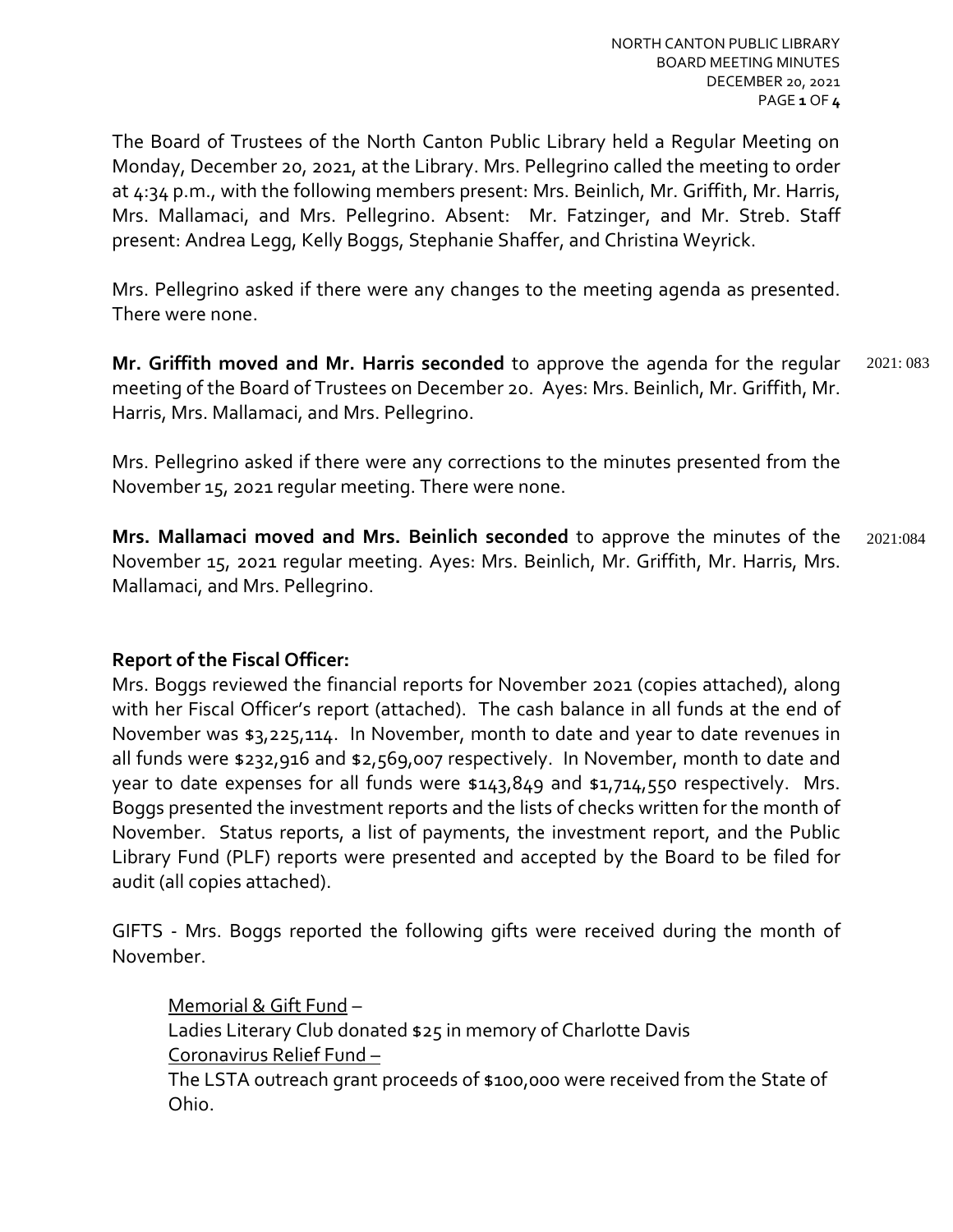The Board of Trustees of the North Canton Public Library held a Regular Meeting on Monday, December 20, 2021, at the Library. Mrs. Pellegrino called the meeting to order at 4:34 p.m., with the following members present: Mrs. Beinlich, Mr. Griffith, Mr. Harris, Mrs. Mallamaci, and Mrs. Pellegrino. Absent: Mr. Fatzinger, and Mr. Streb. Staff present: Andrea Legg, Kelly Boggs, Stephanie Shaffer, and Christina Weyrick.

Mrs. Pellegrino asked if there were any changes to the meeting agenda as presented. There were none.

**Mr. Griffith moved and Mr. Harris seconded** to approve the agenda for the regular meeting of the Board of Trustees on December 20. Ayes: Mrs. Beinlich, Mr. Griffith, Mr. Harris, Mrs. Mallamaci, and Mrs. Pellegrino. 2021: 083

Mrs. Pellegrino asked if there were any corrections to the minutes presented from the November 15, 2021 regular meeting. There were none.

**Mrs. Mallamaci moved and Mrs. Beinlich seconded** to approve the minutes of the November 15, 2021 regular meeting. Ayes: Mrs. Beinlich, Mr. Griffith, Mr. Harris, Mrs. Mallamaci, and Mrs. Pellegrino. 2021:084

**Report of the Fiscal Officer:**

Mrs. Boggs reviewed the financial reports for November 2021 (copies attached), along with her Fiscal Officer's report (attached). The cash balance in all funds at the end of November was $3,225,114. In November, month to date and year to date revenues in all funds were $232,916 and $2,569,007 respectively. In November, month to date and year to date expenses for all funds were $143,849 and $1,714,550 respectively. Mrs. Boggs presented the investment reports and the lists of checks written for the month of November. Status reports, a list of payments, the investment report, and the Public Library Fund (PLF) reports were presented and accepted by the Board to be filed for audit (all copies attached).

GIFTS - Mrs. Boggs reported the following gifts were received during the month of November.

Memorial & Gift Fund –
Ladies Literary Club donated $25 in memory of Charlotte Davis
Coronavirus Relief Fund –
The LSTA outreach grant proceeds of $100,000 were received from the State of Ohio.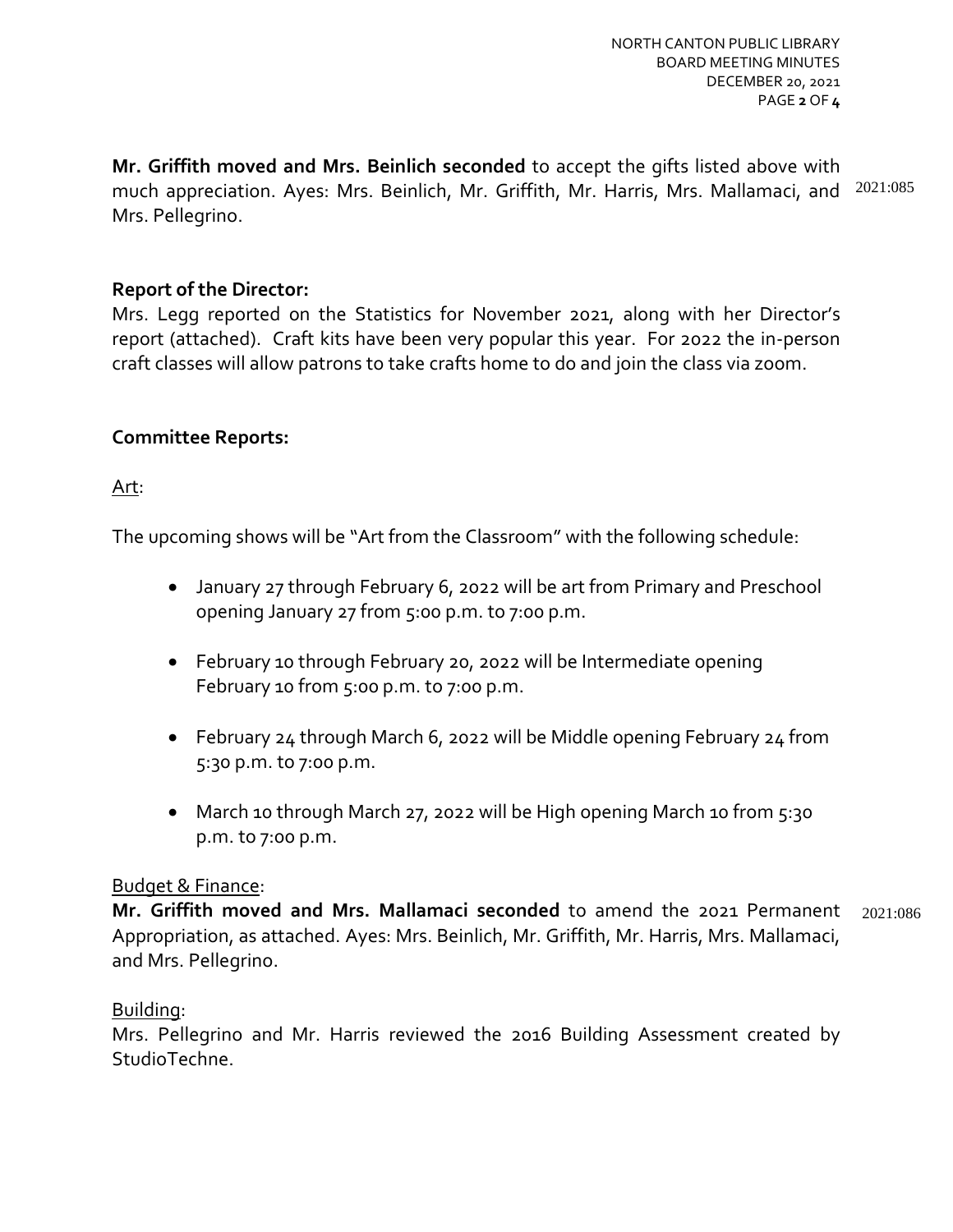**Mr. Griffith moved and Mrs. Beinlich seconded** to accept the gifts listed above with much appreciation. Ayes: Mrs. Beinlich, Mr. Griffith, Mr. Harris, Mrs. Mallamaci, and Mrs. Pellegrino. 2021:085

**Report of the Director:**
Mrs. Legg reported on the Statistics for November 2021, along with her Director's report (attached). Craft kits have been very popular this year. For 2022 the in-person craft classes will allow patrons to take crafts home to do and join the class via zoom.

**Committee Reports:**

Art:

The upcoming shows will be "Art from the Classroom" with the following schedule:

- January 27 through February 6, 2022 will be art from Primary and Preschool opening January 27 from 5:00 p.m. to 7:00 p.m.
- February 10 through February 20, 2022 will be Intermediate opening February 10 from 5:00 p.m. to 7:00 p.m.
- February 24 through March 6, 2022 will be Middle opening February 24 from 5:30 p.m. to 7:00 p.m.
- March 10 through March 27, 2022 will be High opening March 10 from 5:30 p.m. to 7:00 p.m.

Budget & Finance:
**Mr. Griffith moved and Mrs. Mallamaci seconded** to amend the 2021 Permanent Appropriation, as attached. Ayes: Mrs. Beinlich, Mr. Griffith, Mr. Harris, Mrs. Mallamaci, and Mrs. Pellegrino. 2021:086

Building:
Mrs. Pellegrino and Mr. Harris reviewed the 2016 Building Assessment created by StudioTechne.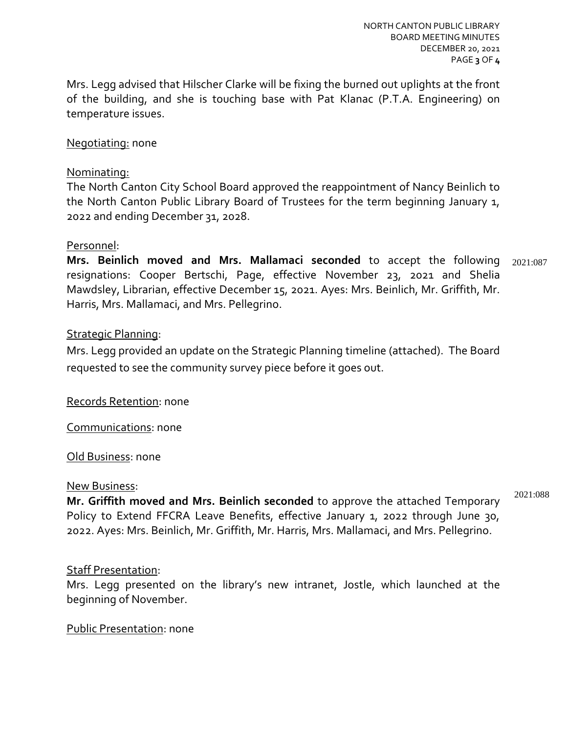Mrs. Legg advised that Hilscher Clarke will be fixing the burned out uplights at the front of the building, and she is touching base with Pat Klanac (P.T.A. Engineering) on temperature issues.

Negotiating: none

Nominating:
The North Canton City School Board approved the reappointment of Nancy Beinlich to the North Canton Public Library Board of Trustees for the term beginning January 1, 2022 and ending December 31, 2028.

Personnel:
**Mrs. Beinlich moved and Mrs. Mallamaci seconded** to accept the following resignations: Cooper Bertschi, Page, effective November 23, 2021 and Shelia Mawdsley, Librarian, effective December 15, 2021. Ayes: Mrs. Beinlich, Mr. Griffith, Mr. Harris, Mrs. Mallamaci, and Mrs. Pellegrino. 2021:087

Strategic Planning:
Mrs. Legg provided an update on the Strategic Planning timeline (attached). The Board requested to see the community survey piece before it goes out.

Records Retention: none

Communications: none

Old Business: none

New Business:
**Mr. Griffith moved and Mrs. Beinlich seconded** to approve the attached Temporary Policy to Extend FFCRA Leave Benefits, effective January 1, 2022 through June 30, 2022. Ayes: Mrs. Beinlich, Mr. Griffith, Mr. Harris, Mrs. Mallamaci, and Mrs. Pellegrino. 2021:088

Staff Presentation:
Mrs. Legg presented on the library's new intranet, Jostle, which launched at the beginning of November.

Public Presentation: none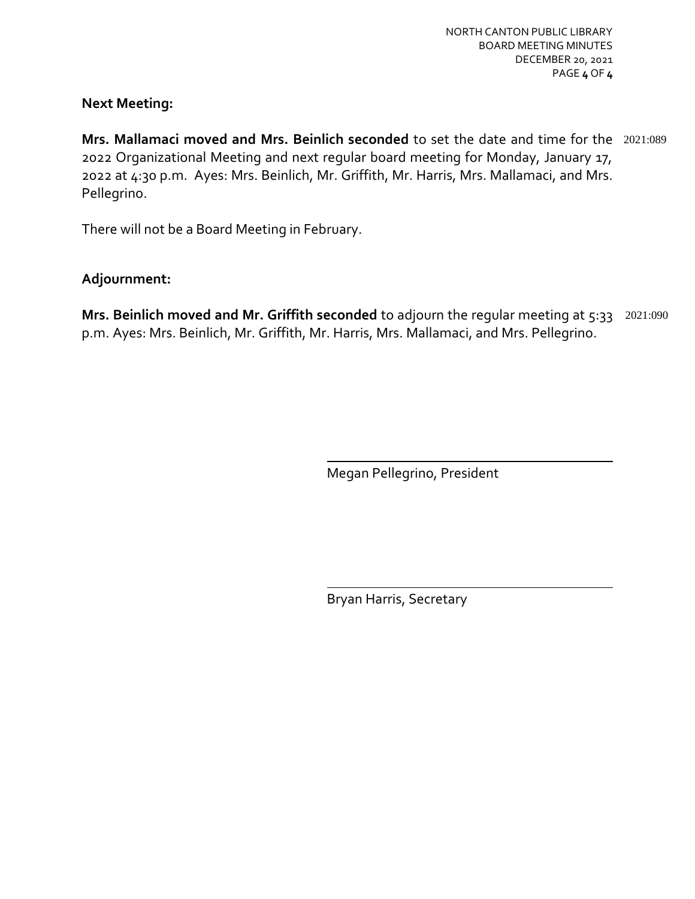**Next Meeting:**

**Mrs. Mallamaci moved and Mrs. Beinlich seconded** to set the date and time for the 2022 Organizational Meeting and next regular board meeting for Monday, January 17, 2022 at 4:30 p.m. Ayes: Mrs. Beinlich, Mr. Griffith, Mr. Harris, Mrs. Mallamaci, and Mrs. Pellegrino. 2021:089

There will not be a Board Meeting in February.

**Adjournment:**

**Mrs. Beinlich moved and Mr. Griffith seconded** to adjourn the regular meeting at 5:33 p.m. Ayes: Mrs. Beinlich, Mr. Griffith, Mr. Harris, Mrs. Mallamaci, and Mrs. Pellegrino. 2021:090

Megan Pellegrino, President

Bryan Harris, Secretary